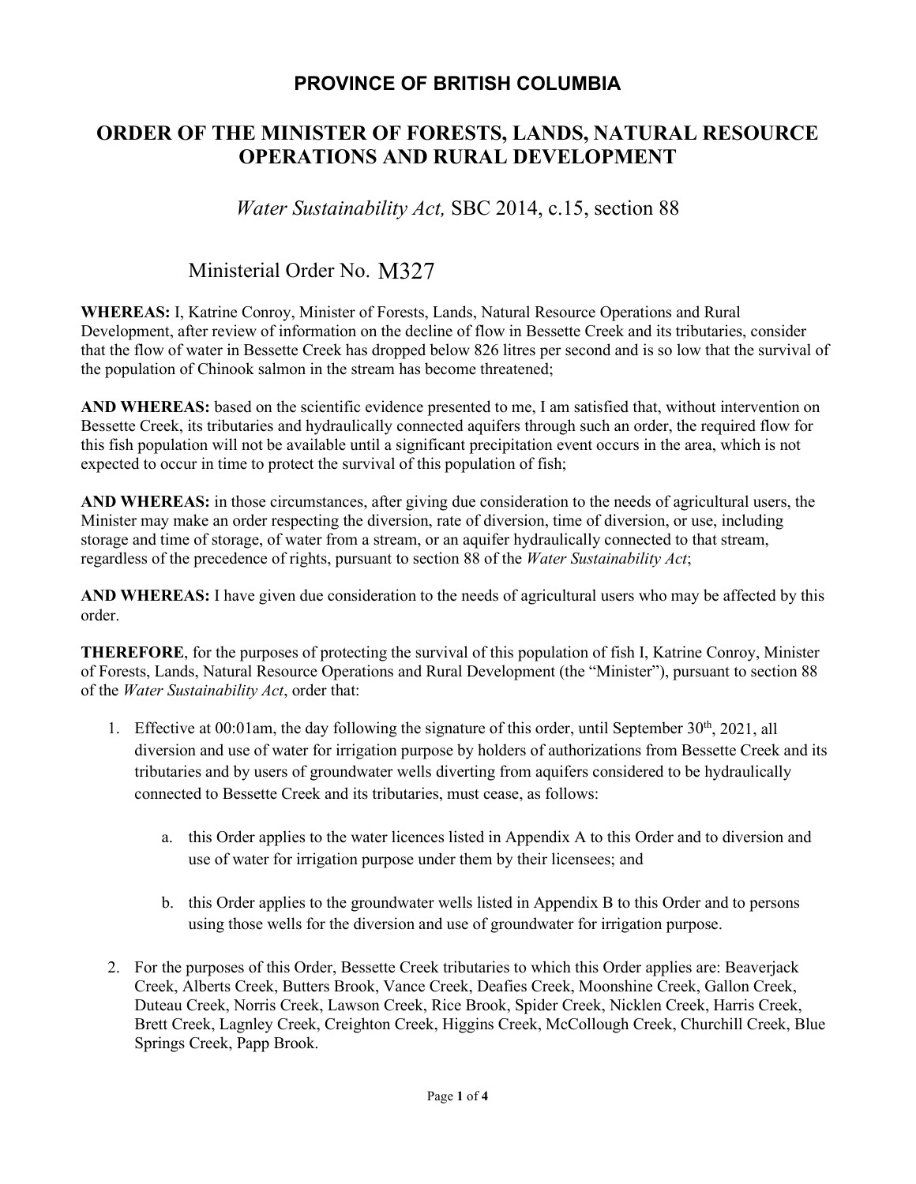# PROVINCE OF BRITISH COLUMBIA

# ORDER OF THE MINISTER OF FORESTS, LANDS, NATURAL RESOURCE OPERATIONS AND RURAL DEVELOPMENT

*Water Sustainability Act,* SBC 2014, c.15, section 88

Ministerial Order No. M327

**WHEREAS:** I, Katrine Conroy, Minister of Forests, Lands, Natural Resource Operations and Rural Development, after review of information on the decline of flow in Bessette Creek and its tributaries, consider that the flow of water in Bessette Creek has dropped below 826 litres per second and is so low that the survival of the population of Chinook salmon in the stream has become threatened;

**AND WHEREAS:** based on the scientific evidence presented to me, I am satisfied that, without intervention on Bessette Creek, its tributaries and hydraulically connected aquifers through such an order, the required flow for this fish population will not be available until a significant precipitation event occurs in the area, which is not expected to occur in time to protect the survival of this population of fish;

**AND WHEREAS:** in those circumstances, after giving due consideration to the needs of agricultural users, the Minister may make an order respecting the diversion, rate of diversion, time of diversion, or use, including storage and time of storage, of water from a stream, or an aquifer hydraulically connected to that stream, regardless of the precedence of rights, pursuant to section 88 of the *Water Sustainability Act*;

**AND WHEREAS:** I have given due consideration to the needs of agricultural users who may be affected by this order.

**THEREFORE**, for the purposes of protecting the survival of this population of fish I, Katrine Conroy, Minister of Forests, Lands, Natural Resource Operations and Rural Development (the "Minister"), pursuant to section 88 of the *Water Sustainability Act*, order that:

1. Effective at 00:01am, the day following the signature of this order, until September 30th, 2021, all diversion and use of water for irrigation purpose by holders of authorizations from Bessette Creek and its tributaries and by users of groundwater wells diverting from aquifers considered to be hydraulically connected to Bessette Creek and its tributaries, must cease, as follows:

    a. this Order applies to the water licences listed in Appendix A to this Order and to diversion and use of water for irrigation purpose under them by their licensees; and

    b. this Order applies to the groundwater wells listed in Appendix B to this Order and to persons using those wells for the diversion and use of groundwater for irrigation purpose.

2. For the purposes of this Order, Bessette Creek tributaries to which this Order applies are: Beaverjack Creek, Alberts Creek, Butters Brook, Vance Creek, Deafies Creek, Moonshine Creek, Gallon Creek, Duteau Creek, Norris Creek, Lawson Creek, Rice Brook, Spider Creek, Nicklen Creek, Harris Creek, Brett Creek, Lagnley Creek, Creighton Creek, Higgins Creek, McCollough Creek, Churchill Creek, Blue Springs Creek, Papp Brook.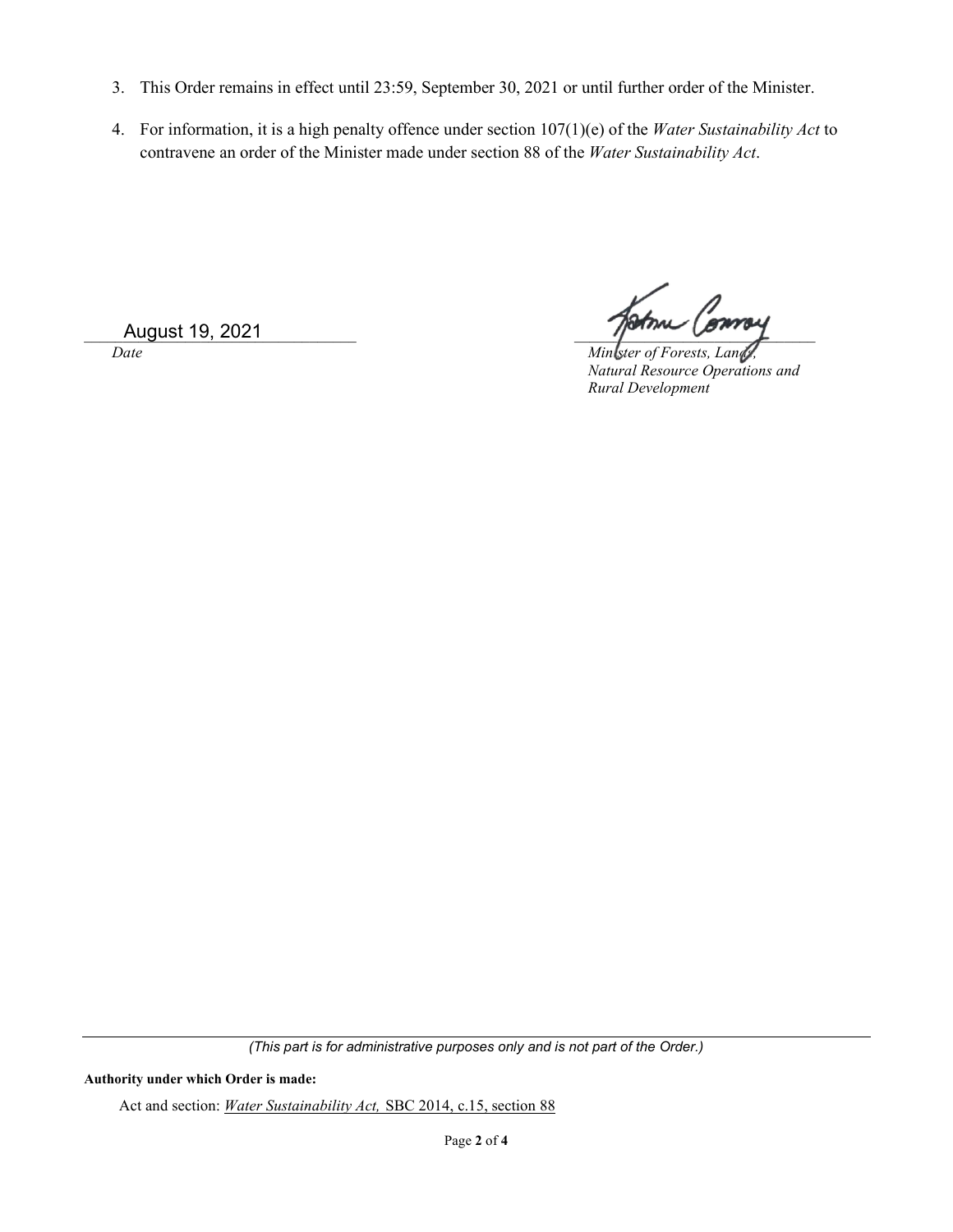3. This Order remains in effect until 23:59, September 30, 2021 or until further order of the Minister.
4. For information, it is a high penalty offence under section 107(1)(e) of the *Water Sustainability Act* to contravene an order of the Minister made under section 88 of the *Water Sustainability Act*.

August 19, 2021
*Date*

*Minister of Forests, Lands, Natural Resource Operations and Rural Development*

---

*(This part is for administrative purposes only and is not part of the Order.)*

**Authority under which Order is made:**

Act and section: *Water Sustainability Act,* SBC 2014, c.15, section 88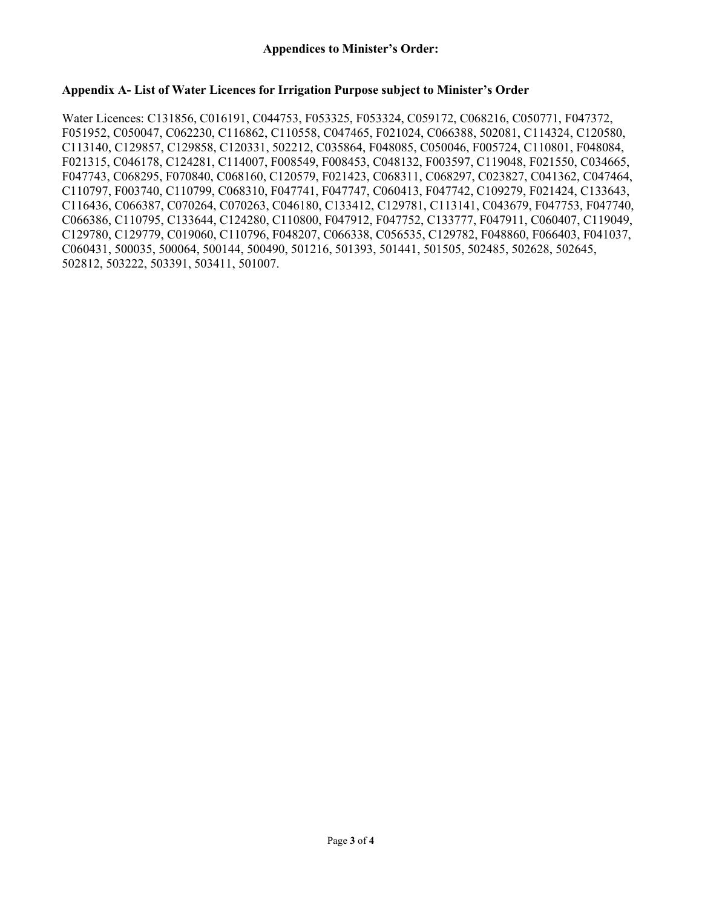**Appendices to Minister's Order:**

**Appendix A- List of Water Licences for Irrigation Purpose subject to Minister's Order**

Water Licences: C131856, C016191, C044753, F053325, F053324, C059172, C068216, C050771, F047372, F051952, C050047, C062230, C116862, C110558, C047465, F021024, C066388, 502081, C114324, C120580, C113140, C129857, C129858, C120331, 502212, C035864, F048085, C050046, F005724, C110801, F048084, F021315, C046178, C124281, C114007, F008549, F008453, C048132, F003597, C119048, F021550, C034665, F047743, C068295, F070840, C068160, C120579, F021423, C068311, C068297, C023827, C041362, C047464, C110797, F003740, C110799, C068310, F047741, F047747, C060413, F047742, C109279, F021424, C133643, C116436, C066387, C070264, C070263, C046180, C133412, C129781, C113141, C043679, F047753, F047740, C066386, C110795, C133644, C124280, C110800, F047912, F047752, C133777, F047911, C060407, C119049, C129780, C129779, C019060, C110796, F048207, C066338, C056535, C129782, F048860, F066403, F041037, C060431, 500035, 500064, 500144, 500490, 501216, 501393, 501441, 501505, 502485, 502628, 502645, 502812, 503222, 503391, 503411, 501007.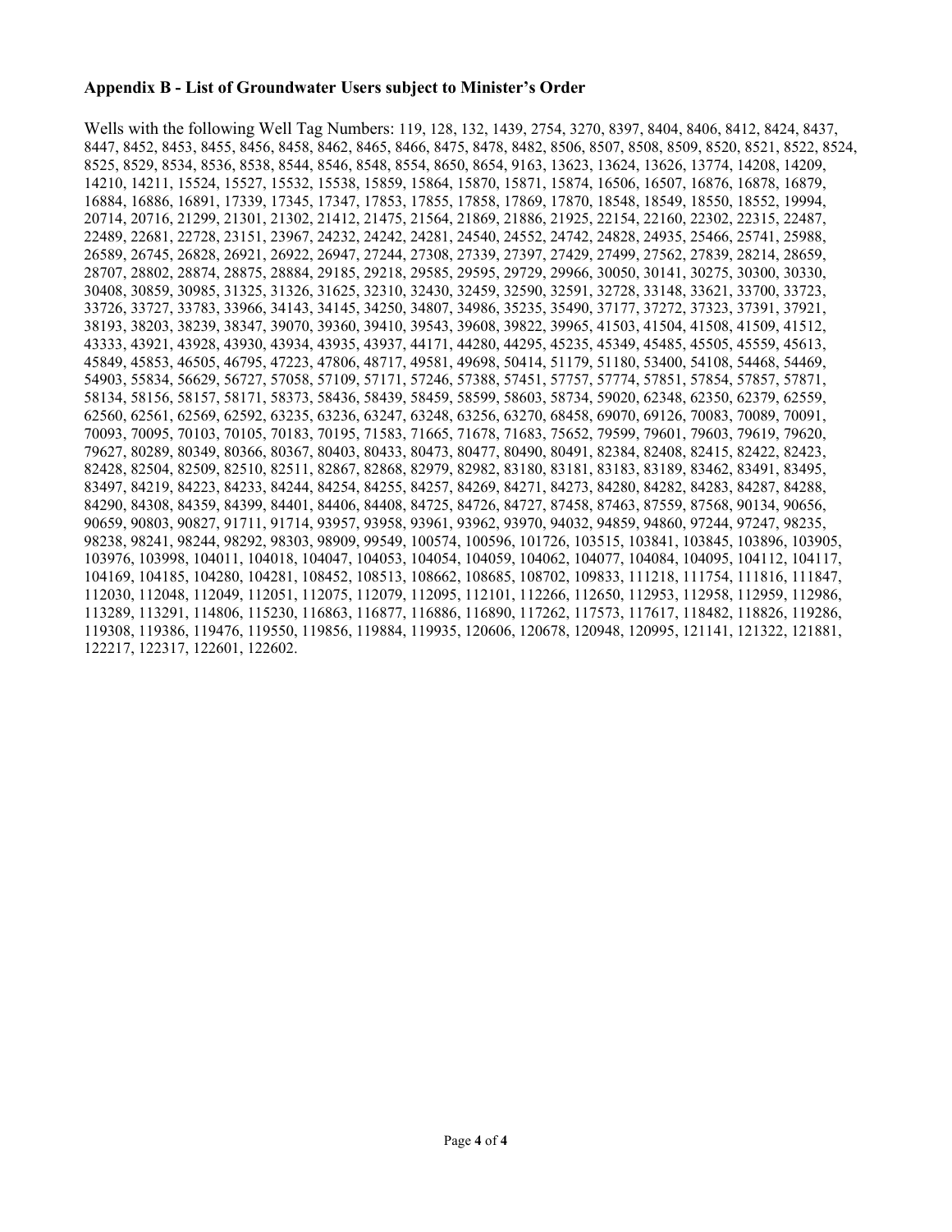**Appendix B - List of Groundwater Users subject to Minister's Order**

Wells with the following Well Tag Numbers: 119, 128, 132, 1439, 2754, 3270, 8397, 8404, 8406, 8412, 8424, 8437, 8447, 8452, 8453, 8455, 8456, 8458, 8462, 8465, 8466, 8475, 8478, 8482, 8506, 8507, 8508, 8509, 8520, 8521, 8522, 8524, 8525, 8529, 8534, 8536, 8538, 8544, 8546, 8548, 8554, 8650, 8654, 9163, 13623, 13624, 13626, 13774, 14208, 14209, 14210, 14211, 15524, 15527, 15532, 15538, 15859, 15864, 15870, 15871, 15874, 16506, 16507, 16876, 16878, 16879, 16884, 16886, 16891, 17339, 17345, 17347, 17853, 17855, 17858, 17869, 17870, 18548, 18549, 18550, 18552, 19994, 20714, 20716, 21299, 21301, 21302, 21412, 21475, 21564, 21869, 21886, 21925, 22154, 22160, 22302, 22315, 22487, 22489, 22681, 22728, 23151, 23967, 24232, 24242, 24281, 24540, 24552, 24742, 24828, 24935, 25466, 25741, 25988, 26589, 26745, 26828, 26921, 26922, 26947, 27244, 27308, 27339, 27397, 27429, 27499, 27562, 27839, 28214, 28659, 28707, 28802, 28874, 28875, 28884, 29185, 29218, 29585, 29595, 29729, 29966, 30050, 30141, 30275, 30300, 30330, 30408, 30859, 30985, 31325, 31326, 31625, 32310, 32430, 32459, 32590, 32591, 32728, 33148, 33621, 33700, 33723, 33726, 33727, 33783, 33966, 34143, 34145, 34250, 34807, 34986, 35235, 35490, 37177, 37272, 37323, 37391, 37921, 38193, 38203, 38239, 38347, 39070, 39360, 39410, 39543, 39608, 39822, 39965, 41503, 41504, 41508, 41509, 41512, 43333, 43921, 43928, 43930, 43934, 43935, 43937, 44171, 44280, 44295, 45235, 45349, 45485, 45505, 45559, 45613, 45849, 45853, 46505, 46795, 47223, 47806, 48717, 49581, 49698, 50414, 51179, 51180, 53400, 54108, 54468, 54469, 54903, 55834, 56629, 56727, 57058, 57109, 57171, 57246, 57388, 57451, 57757, 57774, 57851, 57854, 57857, 57871, 58134, 58156, 58157, 58171, 58373, 58436, 58439, 58459, 58599, 58603, 58734, 59020, 62348, 62350, 62379, 62559, 62560, 62561, 62569, 62592, 63235, 63236, 63247, 63248, 63256, 63270, 68458, 69070, 69126, 70083, 70089, 70091, 70093, 70095, 70103, 70105, 70183, 70195, 71583, 71665, 71678, 71683, 75652, 79599, 79601, 79603, 79619, 79620, 79627, 80289, 80349, 80366, 80367, 80403, 80433, 80473, 80477, 80490, 80491, 82384, 82408, 82415, 82422, 82423, 82428, 82504, 82509, 82510, 82511, 82867, 82868, 82979, 82982, 83180, 83181, 83183, 83189, 83462, 83491, 83495, 83497, 84219, 84223, 84233, 84244, 84254, 84255, 84257, 84269, 84271, 84273, 84280, 84282, 84283, 84287, 84288, 84290, 84308, 84359, 84399, 84401, 84406, 84408, 84725, 84726, 84727, 87458, 87463, 87559, 87568, 90134, 90656, 90659, 90803, 90827, 91711, 91714, 93957, 93958, 93961, 93962, 93970, 94032, 94859, 94860, 97244, 97247, 98235, 98238, 98241, 98244, 98292, 98303, 98909, 99549, 100574, 100596, 101726, 103515, 103841, 103845, 103896, 103905, 103976, 103998, 104011, 104018, 104047, 104053, 104054, 104059, 104062, 104077, 104084, 104095, 104112, 104117, 104169, 104185, 104280, 104281, 108452, 108513, 108662, 108685, 108702, 109833, 111218, 111754, 111816, 111847, 112030, 112048, 112049, 112051, 112075, 112079, 112095, 112101, 112266, 112650, 112953, 112958, 112959, 112986, 113289, 113291, 114806, 115230, 116863, 116877, 116886, 116890, 117262, 117573, 117617, 118482, 118826, 119286, 119308, 119386, 119476, 119550, 119856, 119884, 119935, 120606, 120678, 120948, 120995, 121141, 121322, 121881, 122217, 122317, 122601, 122602.